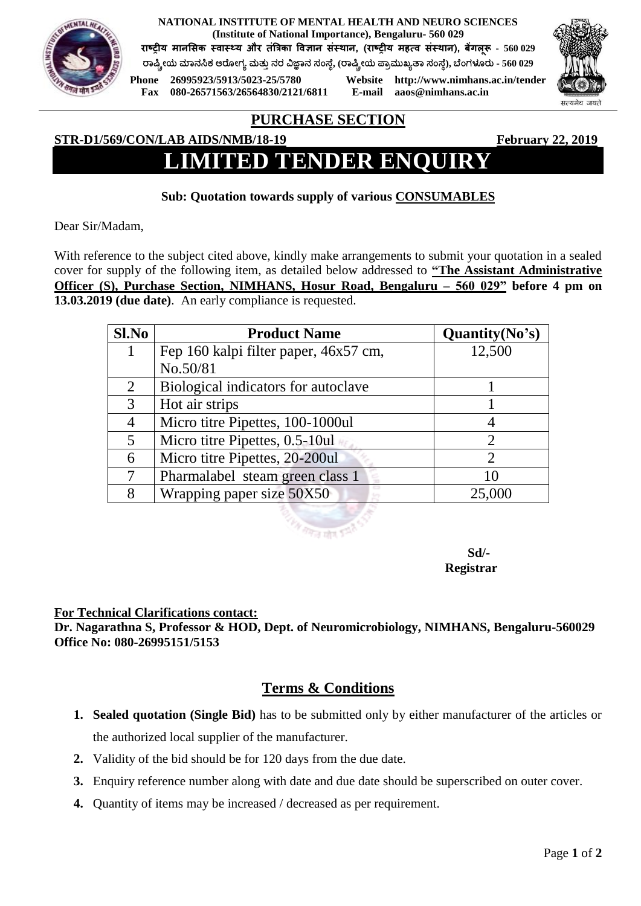**NATIONAL INSTITUTE OF MENTAL HEALTH AND NEURO SCIENCES**
**(Institute of National Importance), Bengaluru- 560 029**
**राष्ट्रीय मानसिक स्वास्थ्य और तंत्रिका विज्ञान संस्थान, (राष्ट्रीय महत्व संस्थान), बेंगलूरु - 560 029**
**ರಾಷ್ಟ್ರೀಯ ಮಾನಸಿಕ ಆರೋಗ್ಯ ಮತ್ತು ನರ ವಿಜ್ಞಾನ ಸಂಸ್ಥೆ, (ರಾಷ್ಟ್ರೀಯ ಪ್ರಾಮುಖ್ಯತಾ ಸಂಸ್ಥೆ), ಬೆಂಗಳೂರು - 560 029**

**Phone** 26995923/5913/5023-25/5780 **Website** http://www.nimhans.ac.in/tender
**Fax** 080-26571563/26564830/2121/6811 **E-mail** aaos@nimhans.ac.in

सत्यमेव जयते

## PURCHASE SECTION

**STR-D1/569/CON/LAB AIDS/NMB/18-19** **February 22, 2019**

# LIMITED TENDER ENQUIRY

**Sub: Quotation towards supply of various CONSUMABLES**

Dear Sir/Madam,

With reference to the subject cited above, kindly make arrangements to submit your quotation in a sealed cover for supply of the following item, as detailed below addressed to **"The Assistant Administrative Officer (S), Purchase Section, NIMHANS, Hosur Road, Bengaluru – 560 029" before 4 pm on 13.03.2019 (due date)**. An early compliance is requested.

| Sl.No | Product Name | Quantity(No's) |
|---|---|---|
| 1 | Fep 160 kalpi filter paper, 46x57 cm, No.50/81 | 12,500 |
| 2 | Biological indicators for autoclave | 1 |
| 3 | Hot air strips | 1 |
| 4 | Micro titre Pipettes, 100-1000ul | 4 |
| 5 | Micro titre Pipettes, 0.5-10ul | 2 |
| 6 | Micro titre Pipettes, 20-200ul | 2 |
| 7 | Pharmalabel steam green class 1 | 10 |
| 8 | Wrapping paper size 50X50 | 25,000 |

**Sd/-**
**Registrar**

**For Technical Clarifications contact:**
**Dr. Nagarathna S, Professor & HOD, Dept. of Neuromicrobiology, NIMHANS, Bengaluru-560029**
**Office No: 080-26995151/5153**

## Terms & Conditions

1. **Sealed quotation (Single Bid)** has to be submitted only by either manufacturer of the articles or the authorized local supplier of the manufacturer.
2. Validity of the bid should be for 120 days from the due date.
3. Enquiry reference number along with date and due date should be superscribed on outer cover.
4. Quantity of items may be increased / decreased as per requirement.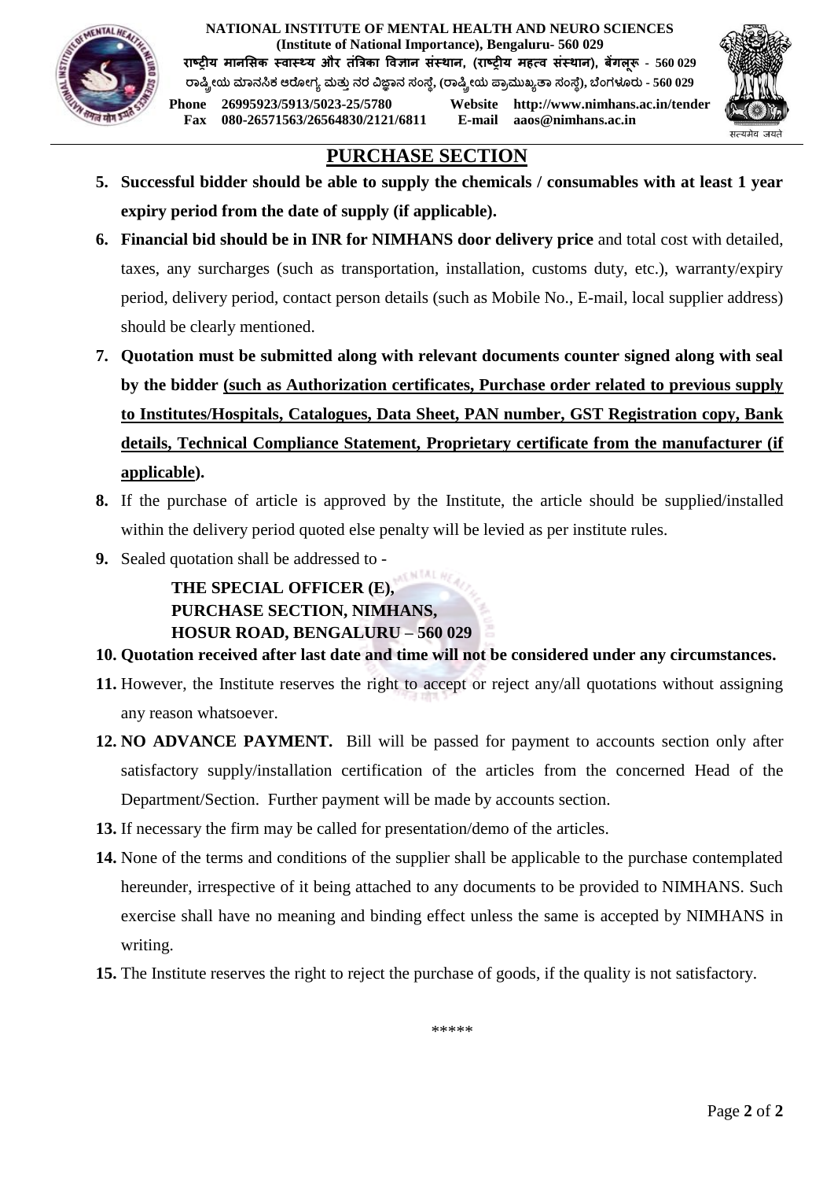**NATIONAL INSTITUTE OF MENTAL HEALTH AND NEURO SCIENCES**
**(Institute of National Importance), Bengaluru- 560 029**
**राष्ट्रीय मानसिक स्वास्थ्य और तंत्रिका विज्ञान संस्थान, (राष्ट्रीय महत्व संस्थान), बेंगलूरू - 560 029**
**ರಾಷ್ಟ್ರೀಯ ಮಾನಸಿಕ ಆರೋಗ್ಯ ಮತ್ತು ನರ ವಿಜ್ಞಾನ ಸಂಸ್ಥೆ, (ರಾಷ್ಟ್ರೀಯ ಪ್ರಾಮುಖ್ಯತಾ ಸಂಸ್ಥೆ), ಬೆಂಗಳೂರು - 560 029**
**Phone 26995923/5913/5023-25/5780 Website http://www.nimhans.ac.in/tender**
**Fax 080-26571563/26564830/2121/6811 E-mail aaos@nimhans.ac.in**

सत्यमेव जयते

## PURCHASE SECTION

5. **Successful bidder should be able to supply the chemicals / consumables with at least 1 year expiry period from the date of supply (if applicable).**
6. **Financial bid should be in INR for NIMHANS door delivery price** and total cost with detailed, taxes, any surcharges (such as transportation, installation, customs duty, etc.), warranty/expiry period, delivery period, contact person details (such as Mobile No., E-mail, local supplier address) should be clearly mentioned.
7. **Quotation must be submitted along with relevant documents counter signed along with seal by the bidder <u>(such as Authorization certificates, Purchase order related to previous supply to Institutes/Hospitals, Catalogues, Data Sheet, PAN number, GST Registration copy, Bank details, Technical Compliance Statement, Proprietary certificate from the manufacturer (if applicable</u>).**
8. If the purchase of article is approved by the Institute, the article should be supplied/installed within the delivery period quoted else penalty will be levied as per institute rules.
9. Sealed quotation shall be addressed to -

   **THE SPECIAL OFFICER (E),**
   **PURCHASE SECTION, NIMHANS,**
   **HOSUR ROAD, BENGALURU – 560 029**

10. **Quotation received after last date and time will not be considered under any circumstances.**
11. However, the Institute reserves the right to accept or reject any/all quotations without assigning any reason whatsoever.
12. **NO ADVANCE PAYMENT.** Bill will be passed for payment to accounts section only after satisfactory supply/installation certification of the articles from the concerned Head of the Department/Section. Further payment will be made by accounts section.
13. If necessary the firm may be called for presentation/demo of the articles.
14. None of the terms and conditions of the supplier shall be applicable to the purchase contemplated hereunder, irrespective of it being attached to any documents to be provided to NIMHANS. Such exercise shall have no meaning and binding effect unless the same is accepted by NIMHANS in writing.
15. The Institute reserves the right to reject the purchase of goods, if the quality is not satisfactory.

*****